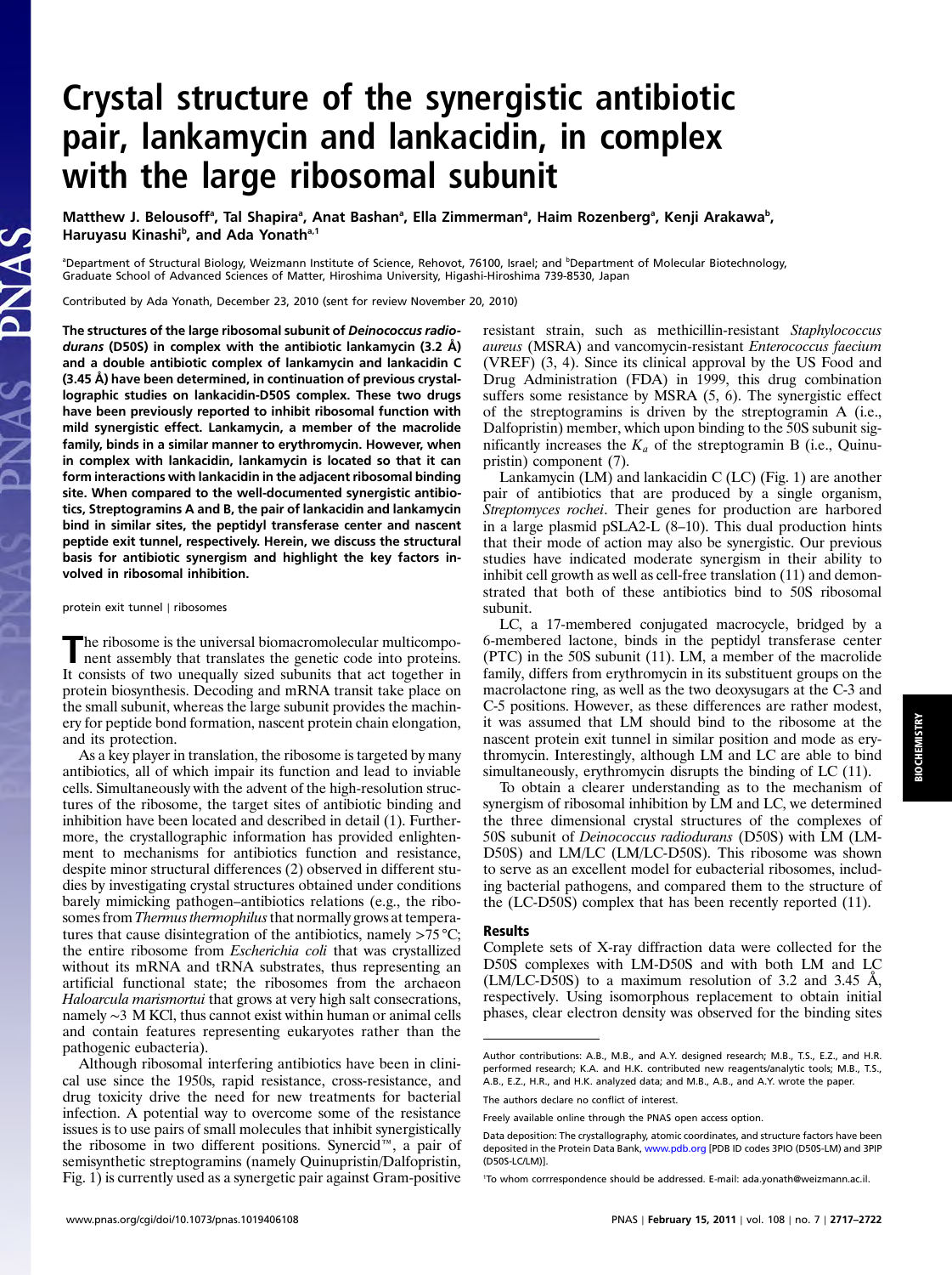# Crystal structure of the synergistic antibiotic pair, lankamycin and lankacidin, in complex with the large ribosomal subunit

Matthew J. Belousoff[a], Tal Shapira[a], Anat Bashan[a], Ella Zimmerman[a], Haim Rozenberg[a], Kenji Arakawa[b], Haruyasu Kinashi[b], and Ada Yonath[a,1]

[a]Department of Structural Biology, Weizmann Institute of Science, Rehovot, 76100, Israel; and [b]Department of Molecular Biotechnology, Graduate School of Advanced Sciences of Matter, Hiroshima University, Higashi-Hiroshima 739-8530, Japan

Contributed by Ada Yonath, December 23, 2010 (sent for review November 20, 2010)

**The structures of the large ribosomal subunit of *Deinococcus radiodurans* (D50S) in complex with the antibiotic lankamycin (3.2 Å) and a double antibiotic complex of lankamycin and lankacidin C (3.45 Å) have been determined, in continuation of previous crystallographic studies on lankacidin-D50S complex. These two drugs have been previously reported to inhibit ribosomal function with mild synergistic effect. Lankamycin, a member of the macrolide family, binds in a similar manner to erythromycin. However, when in complex with lankacidin, lankamycin is located so that it can form interactions with lankacidin in the adjacent ribosomal binding site. When compared to the well-documented synergistic antibiotics, Streptogramins A and B, the pair of lankacidin and lankamycin bind in similar sites, the peptidyl transferase center and nascent peptide exit tunnel, respectively. Herein, we discuss the structural basis for antibiotic synergism and highlight the key factors involved in ribosomal inhibition.**

protein exit tunnel | ribosomes

The ribosome is the universal biomacromolecular multicomponent assembly that translates the genetic code into proteins. It consists of two unequally sized subunits that act together in protein biosynthesis. Decoding and mRNA transit take place on the small subunit, whereas the large subunit provides the machinery for peptide bond formation, nascent protein chain elongation, and its protection.

As a key player in translation, the ribosome is targeted by many antibiotics, all of which impair its function and lead to inviable cells. Simultaneously with the advent of the high-resolution structures of the ribosome, the target sites of antibiotic binding and inhibition have been located and described in detail (1). Furthermore, the crystallographic information has provided enlightenment to mechanisms for antibiotics function and resistance, despite minor structural differences (2) observed in different studies by investigating crystal structures obtained under conditions barely mimicking pathogen–antibiotics relations (e.g., the ribosomes from *Thermus thermophilus* that normally grows at temperatures that cause disintegration of the antibiotics, namely >75 °C; the entire ribosome from *Escherichia coli* that was crystallized without its mRNA and tRNA substrates, thus representing an artificial functional state; the ribosomes from the archaeon *Haloarcula marismortui* that grows at very high salt consecrations, namely ∼3 M KCl, thus cannot exist within human or animal cells and contain features representing eukaryotes rather than the pathogenic eubacteria).

Although ribosomal interfering antibiotics have been in clinical use since the 1950s, rapid resistance, cross-resistance, and drug toxicity drive the need for new treatments for bacterial infection. A potential way to overcome some of the resistance issues is to use pairs of small molecules that inhibit synergistically the ribosome in two different positions. Synercid™, a pair of semisynthetic streptogramins (namely Quinupristin/Dalfopristin, Fig. 1) is currently used as a synergetic pair against Gram-positive resistant strain, such as methicillin-resistant *Staphylococcus aureus* (MSRA) and vancomycin-resistant *Enterococcus faecium* (VREF) (3, 4). Since its clinical approval by the US Food and Drug Administration (FDA) in 1999, this drug combination suffers some resistance by MSRA (5, 6). The synergistic effect of the streptogramins is driven by the streptogramin A (i.e., Dalfopristin) member, which upon binding to the 50S subunit significantly increases the $K_a$ of the streptogramin B (i.e., Quinupristin) component (7).

Lankamycin (LM) and lankacidin C (LC) (Fig. 1) are another pair of antibiotics that are produced by a single organism, *Streptomyces rochei*. Their genes for production are harbored in a large plasmid pSLA2-L (8–10). This dual production hints that their mode of action may also be synergistic. Our previous studies have indicated moderate synergism in their ability to inhibit cell growth as well as cell-free translation (11) and demonstrated that both of these antibiotics bind to 50S ribosomal subunit.

LC, a 17-membered conjugated macrocycle, bridged by a 6-membered lactone, binds in the peptidyl transferase center (PTC) in the 50S subunit (11). LM, a member of the macrolide family, differs from erythromycin in its substituent groups on the macrolactone ring, as well as the two deoxysugars at the C-3 and C-5 positions. However, as these differences are rather modest, it was assumed that LM should bind to the ribosome at the nascent protein exit tunnel in similar position and mode as erythromycin. Interestingly, although LM and LC are able to bind simultaneously, erythromycin disrupts the binding of LC (11).

To obtain a clearer understanding as to the mechanism of synergism of ribosomal inhibition by LM and LC, we determined the three dimensional crystal structures of the complexes of 50S subunit of *Deinococcus radiodurans* (D50S) with LM (LM-D50S) and LM/LC (LM/LC-D50S). This ribosome was shown to serve as an excellent model for eubacterial ribosomes, including bacterial pathogens, and compared them to the structure of the (LC-D50S) complex that has been recently reported (11).

## Results

Complete sets of X-ray diffraction data were collected for the D50S complexes with LM-D50S and with both LM and LC (LM/LC-D50S) to a maximum resolution of 3.2 and 3.45 Å, respectively. Using isomorphous replacement to obtain initial phases, clear electron density was observed for the binding sites

Author contributions: A.B., M.B., and A.Y. designed research; M.B., T.S., E.Z., and H.R. performed research; K.A. and H.K. contributed new reagents/analytic tools; M.B., T.S., A.B., E.Z., H.R., and H.K. analyzed data; and M.B., A.B., and A.Y. wrote the paper.

The authors declare no conflict of interest.

Freely available online through the PNAS open access option.

Data deposition: The crystallography, atomic coordinates, and structure factors have been deposited in the Protein Data Bank, www.pdb.org [PDB ID codes 3PIO (D50S-LM) and 3PIP (D50S-LC/LM)].

[1]To whom corrrespondence should be addressed. E-mail: ada.yonath@weizmann.ac.il.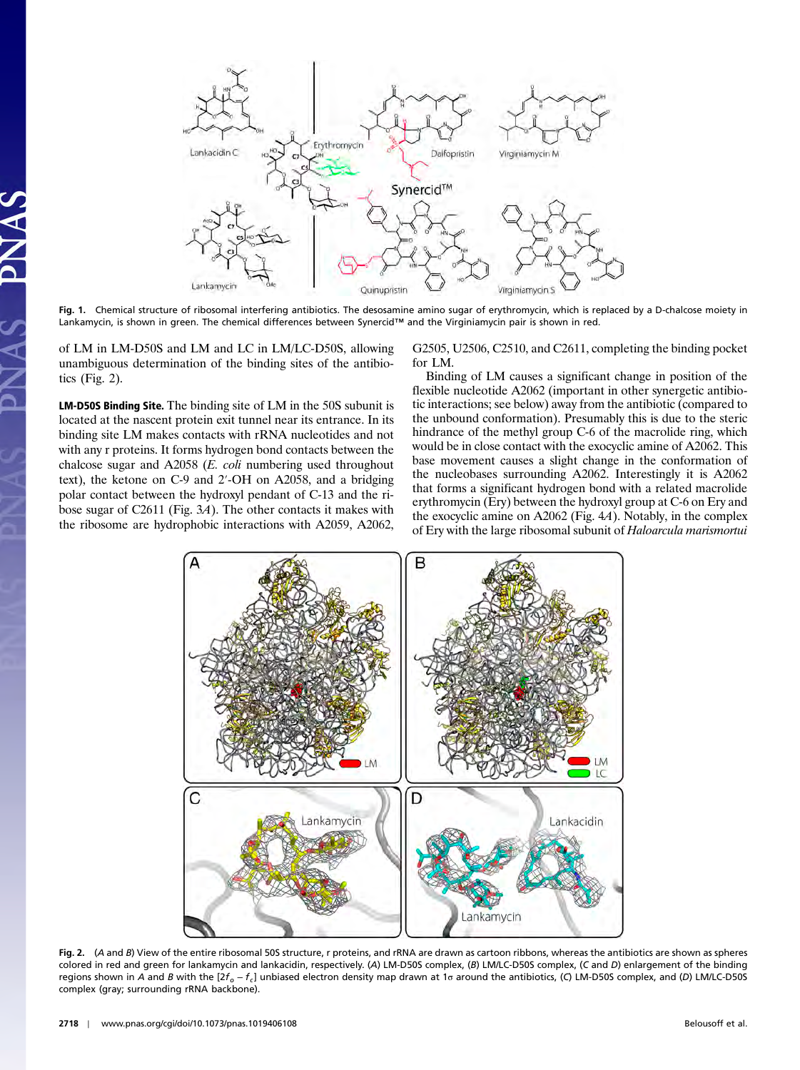**Fig. 1.** Chemical structure of ribosomal interfering antibiotics. The desosamine amino sugar of erythromycin, which is replaced by a D-chalcose moiety in Lankamycin, is shown in green. The chemical differences between Synercid™ and the Virginiamycin pair is shown in red.

of LM in LM-D50S and LM and LC in LM/LC-D50S, allowing unambiguous determination of the binding sites of the antibiotics (Fig. 2).

**LM-D50S Binding Site.** The binding site of LM in the 50S subunit is located at the nascent protein exit tunnel near its entrance. In its binding site LM makes contacts with rRNA nucleotides and not with any r proteins. It forms hydrogen bond contacts between the chalcose sugar and A2058 (*E. coli* numbering used throughout text), the ketone on C-9 and 2′-OH on A2058, and a bridging polar contact between the hydroxyl pendant of C-13 and the ribose sugar of C2611 (Fig. 3*A*). The other contacts it makes with the ribosome are hydrophobic interactions with A2059, A2062, G2505, U2506, C2510, and C2611, completing the binding pocket for LM.

Binding of LM causes a significant change in position of the flexible nucleotide A2062 (important in other synergetic antibiotic interactions; see below) away from the antibiotic (compared to the unbound conformation). Presumably this is due to the steric hindrance of the methyl group C-6 of the macrolide ring, which would be in close contact with the exocyclic amine of A2062. This base movement causes a slight change in the conformation of the nucleobases surrounding A2062. Interestingly it is A2062 that forms a significant hydrogen bond with a related macrolide erythromycin (Ery) between the hydroxyl group at C-6 on Ery and the exocyclic amine on A2062 (Fig. 4*A*). Notably, in the complex of Ery with the large ribosomal subunit of *Haloarcula marismortui*

**Fig. 2.** (*A* and *B*) View of the entire ribosomal 50S structure, r proteins, and rRNA are drawn as cartoon ribbons, whereas the antibiotics are shown as spheres colored in red and green for lankamycin and lankacidin, respectively. (*A*) LM-D50S complex, (*B*) LM/LC-D50S complex, (*C* and *D*) enlargement of the binding regions shown in *A* and *B* with the $[2f_o - f_c]$ unbiased electron density map drawn at 1σ around the antibiotics, (*C*) LM-D50S complex, and (*D*) LM/LC-D50S complex (gray; surrounding rRNA backbone).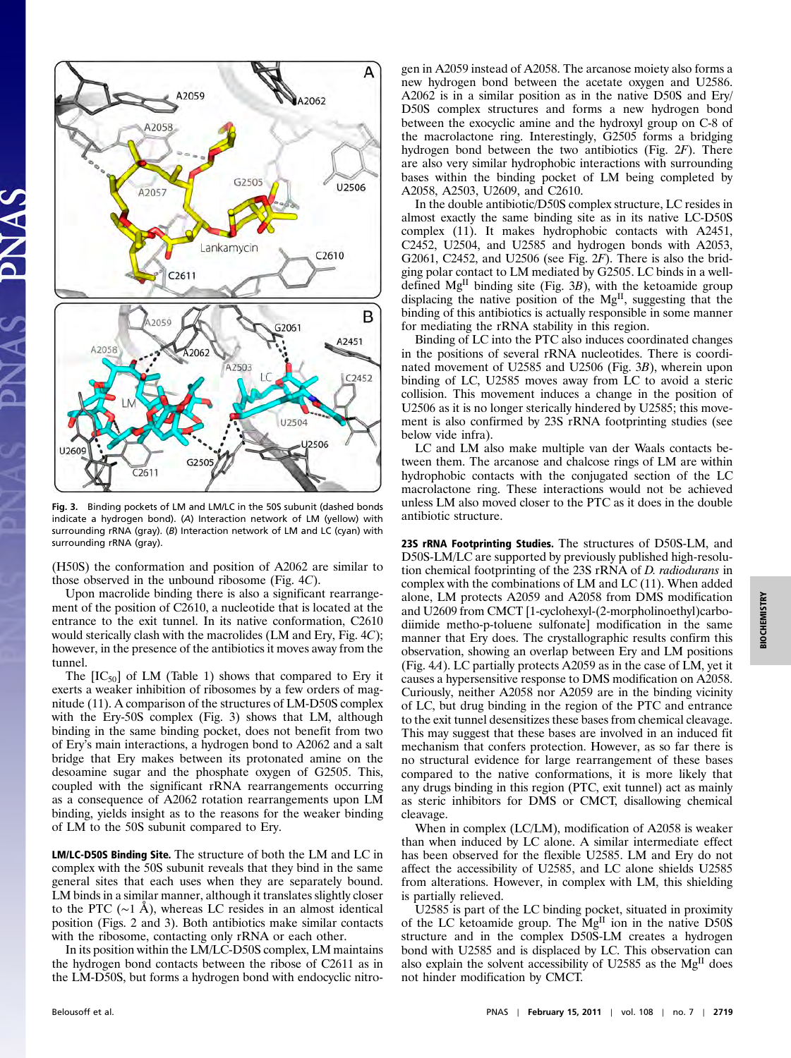Fig. 3. Binding pockets of LM and LM/LC in the 50S subunit (dashed bonds indicate a hydrogen bond). (*A*) Interaction network of LM (yellow) with surrounding rRNA (gray). (*B*) Interaction network of LM and LC (cyan) with surrounding rRNA (gray).

(H50S) the conformation and position of A2062 are similar to those observed in the unbound ribosome (Fig. 4*C*).

Upon macrolide binding there is also a significant rearrangement of the position of C2610, a nucleotide that is located at the entrance to the exit tunnel. In its native conformation, C2610 would sterically clash with the macrolides (LM and Ery, Fig. 4*C*); however, in the presence of the antibiotics it moves away from the tunnel.

The [$IC_{50}$] of LM (Table 1) shows that compared to Ery it exerts a weaker inhibition of ribosomes by a few orders of magnitude (11). A comparison of the structures of LM-D50S complex with the Ery-50S complex (Fig. 3) shows that LM, although binding in the same binding pocket, does not benefit from two of Ery's main interactions, a hydrogen bond to A2062 and a salt bridge that Ery makes between its protonated amine on the desoamine sugar and the phosphate oxygen of G2505. This, coupled with the significant rRNA rearrangements occurring as a consequence of A2062 rotation rearrangements upon LM binding, yields insight as to the reasons for the weaker binding of LM to the 50S subunit compared to Ery.

**LM/LC-D50S Binding Site.** The structure of both the LM and LC in complex with the 50S subunit reveals that they bind in the same general sites that each uses when they are separately bound. LM binds in a similar manner, although it translates slightly closer to the PTC (~1 Å), whereas LC resides in an almost identical position (Figs. 2 and 3). Both antibiotics make similar contacts with the ribosome, contacting only rRNA or each other.

In its position within the LM/LC-D50S complex, LM maintains the hydrogen bond contacts between the ribose of C2611 as in the LM-D50S, but forms a hydrogen bond with endocyclic nitrogen in A2059 instead of A2058. The arcanose moiety also forms a new hydrogen bond between the acetate oxygen and U2586. A2062 is in a similar position as in the native D50S and Ery/D50S complex structures and forms a new hydrogen bond between the exocyclic amine and the hydroxyl group on C-8 of the macrolactone ring. Interestingly, G2505 forms a bridging hydrogen bond between the two antibiotics (Fig. 2*F*). There are also very similar hydrophobic interactions with surrounding bases within the binding pocket of LM being completed by A2058, A2503, U2609, and C2610.

In the double antibiotic/D50S complex structure, LC resides in almost exactly the same binding site as in its native LC-D50S complex (11). It makes hydrophobic contacts with A2451, C2452, U2504, and U2585 and hydrogen bonds with A2053, G2061, C2452, and U2506 (see Fig. 2*F*). There is also the bridging polar contact to LM mediated by G2505. LC binds in a well-defined $Mg^{II}$ binding site (Fig. 3*B*), with the ketoamide group displacing the native position of the $Mg^{II}$, suggesting that the binding of this antibiotics is actually responsible in some manner for mediating the rRNA stability in this region.

Binding of LC into the PTC also induces coordinated changes in the positions of several rRNA nucleotides. There is coordinated movement of U2585 and U2506 (Fig. 3*B*), wherein upon binding of LC, U2585 moves away from LC to avoid a steric collision. This movement induces a change in the position of U2506 as it is no longer sterically hindered by U2585; this movement is also confirmed by 23S rRNA footprinting studies (see below vide infra).

LC and LM also make multiple van der Waals contacts between them. The arcanose and chalcose rings of LM are within hydrophobic contacts with the conjugated section of the LC macrolactone ring. These interactions would not be achieved unless LM also moved closer to the PTC as it does in the double antibiotic structure.

**23S rRNA Footprinting Studies.** The structures of D50S-LM, and D50S-LM/LC are supported by previously published high-resolution chemical footprinting of the 23S rRNA of *D. radiodurans* in complex with the combinations of LM and LC (11). When added alone, LM protects A2059 and A2058 from DMS modification and U2609 from CMCT [1-cyclohexyl-(2-morpholinoethyl)carbodiimide metho-p-toluene sulfonate] modification in the same manner that Ery does. The crystallographic results confirm this observation, showing an overlap between Ery and LM positions (Fig. 4*A*). LC partially protects A2059 as in the case of LM, yet it causes a hypersensitive response to DMS modification on A2058. Curiously, neither A2058 nor A2059 are in the binding vicinity of LC, but drug binding in the region of the PTC and entrance to the exit tunnel desensitizes these bases from chemical cleavage. This may suggest that these bases are involved in an induced fit mechanism that confers protection. However, as so far there is no structural evidence for large rearrangement of these bases compared to the native conformations, it is more likely that any drugs binding in this region (PTC, exit tunnel) act as mainly as steric inhibitors for DMS or CMCT, disallowing chemical cleavage.

When in complex (LC/LM), modification of A2058 is weaker than when induced by LC alone. A similar intermediate effect has been observed for the flexible U2585. LM and Ery do not affect the accessibility of U2585, and LC alone shields U2585 from alterations. However, in complex with LM, this shielding is partially relieved.

U2585 is part of the LC binding pocket, situated in proximity of the LC ketoamide group. The $Mg^{II}$ ion in the native D50S structure and in the complex D50S-LM creates a hydrogen bond with U2585 and is displaced by LC. This observation can also explain the solvent accessibility of U2585 as the $Mg^{II}$ does not hinder modification by CMCT.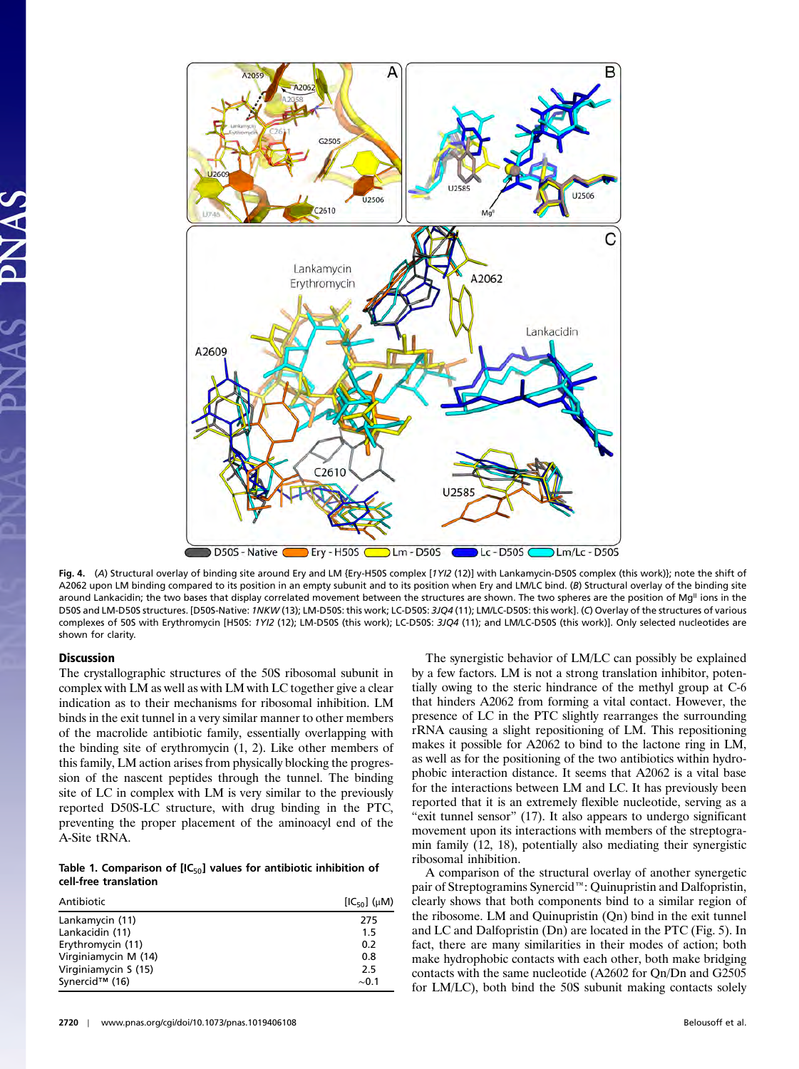**Fig. 4.** (*A*) Structural overlay of binding site around Ery and LM {Ery-H50S complex [*1YI2* (12)] with Lankamycin-D50S complex (this work)}; note the shift of A2062 upon LM binding compared to its position in an empty subunit and to its position when Ery and LM/LC bind. (*B*) Structural overlay of the binding site around Lankacidin; the two bases that display correlated movement between the structures are shown. The two spheres are the position of $Mg^{II}$ ions in the D50S and LM-D50S structures. [D50S-Native: *1NKW* (13); LM-D50S: this work; LC-D50S: *3JQ4* (11); LM/LC-D50S: this work]. (*C*) Overlay of the structures of various complexes of 50S with Erythromycin [H50S: *1YI2* (12); LM-D50S (this work); LC-D50S: *3JQ4* (11); and LM/LC-D50S (this work)]. Only selected nucleotides are shown for clarity.

## Discussion

The crystallographic structures of the 50S ribosomal subunit in complex with LM as well as with LM with LC together give a clear indication as to their mechanisms for ribosomal inhibition. LM binds in the exit tunnel in a very similar manner to other members of the macrolide antibiotic family, essentially overlapping with the binding site of erythromycin (1, 2). Like other members of this family, LM action arises from physically blocking the progression of the nascent peptides through the tunnel. The binding site of LC in complex with LM is very similar to the previously reported D50S-LC structure, with drug binding in the PTC, preventing the proper placement of the aminoacyl end of the A-Site tRNA.

**Table 1. Comparison of $[IC_{50}]$ values for antibiotic inhibition of cell-free translation**

| Antibiotic | $[IC_{50}]$ (μM) |
|---|---|
| Lankamycin (11) | 275 |
| Lankacidin (11) | 1.5 |
| Erythromycin (11) | 0.2 |
| Virginiamycin M (14) | 0.8 |
| Virginiamycin S (15) | 2.5 |
| Synercid™ (16) | ~0.1 |

The synergistic behavior of LM/LC can possibly be explained by a few factors. LM is not a strong translation inhibitor, potentially owing to the steric hindrance of the methyl group at C-6 that hinders A2062 from forming a vital contact. However, the presence of LC in the PTC slightly rearranges the surrounding rRNA causing a slight repositioning of LM. This repositioning makes it possible for A2062 to bind to the lactone ring in LM, as well as for the positioning of the two antibiotics within hydrophobic interaction distance. It seems that A2062 is a vital base for the interactions between LM and LC. It has previously been reported that it is an extremely flexible nucleotide, serving as a "exit tunnel sensor" (17). It also appears to undergo significant movement upon its interactions with members of the streptogramin family (12, 18), potentially also mediating their synergistic ribosomal inhibition.

A comparison of the structural overlay of another synergetic pair of Streptogramins Synercid™: Quinupristin and Dalfopristin, clearly shows that both components bind to a similar region of the ribosome. LM and Quinupristin (Qn) bind in the exit tunnel and LC and Dalfopristin (Dn) are located in the PTC (Fig. 5). In fact, there are many similarities in their modes of action; both make hydrophobic contacts with each other, both make bridging contacts with the same nucleotide (A2602 for Qn/Dn and G2505 for LM/LC), both bind the 50S subunit making contacts solely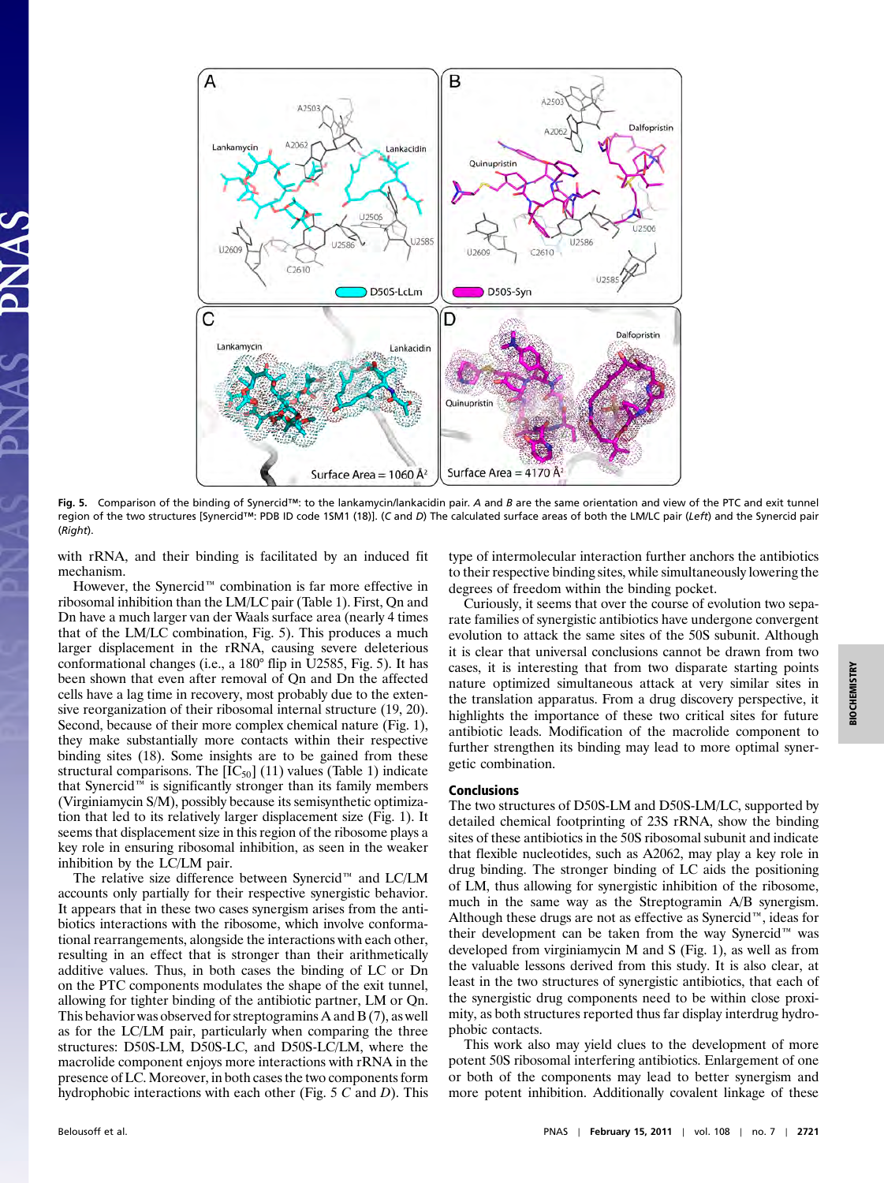**Fig. 5.** Comparison of the binding of Synercid™: to the lankamycin/lankacidin pair. *A* and *B* are the same orientation and view of the PTC and exit tunnel region of the two structures [Synercid™: PDB ID code 1SM1 (18)]. (*C* and *D*) The calculated surface areas of both the LM/LC pair (*Left*) and the Synercid pair (*Right*).

with rRNA, and their binding is facilitated by an induced fit mechanism.

However, the Synercid™ combination is far more effective in ribosomal inhibition than the LM/LC pair (Table 1). First, Qn and Dn have a much larger van der Waals surface area (nearly 4 times that of the LM/LC combination, Fig. 5). This produces a much larger displacement in the rRNA, causing severe deleterious conformational changes (i.e., a 180° flip in U2585, Fig. 5). It has been shown that even after removal of Qn and Dn the affected cells have a lag time in recovery, most probably due to the extensive reorganization of their ribosomal internal structure (19, 20). Second, because of their more complex chemical nature (Fig. 1), they make substantially more contacts within their respective binding sites (18). Some insights are to be gained from these structural comparisons. The [$IC_{50}$] (11) values (Table 1) indicate that Synercid™ is significantly stronger than its family members (Virginiamycin S/M), possibly because its semisynthetic optimization that led to its relatively larger displacement size (Fig. 1). It seems that displacement size in this region of the ribosome plays a key role in ensuring ribosomal inhibition, as seen in the weaker inhibition by the LC/LM pair.

The relative size difference between Synercid™ and LC/LM accounts only partially for their respective synergistic behavior. It appears that in these two cases synergism arises from the antibiotics interactions with the ribosome, which involve conformational rearrangements, alongside the interactions with each other, resulting in an effect that is stronger than their arithmetically additive values. Thus, in both cases the binding of LC or Dn on the PTC components modulates the shape of the exit tunnel, allowing for tighter binding of the antibiotic partner, LM or Qn. This behavior was observed for streptogramins A and B (7), as well as for the LC/LM pair, particularly when comparing the three structures: D50S-LM, D50S-LC, and D50S-LC/LM, where the macrolide component enjoys more interactions with rRNA in the presence of LC. Moreover, in both cases the two components form hydrophobic interactions with each other (Fig. 5 *C* and *D*). This type of intermolecular interaction further anchors the antibiotics to their respective binding sites, while simultaneously lowering the degrees of freedom within the binding pocket.

Curiously, it seems that over the course of evolution two separate families of synergistic antibiotics have undergone convergent evolution to attack the same sites of the 50S subunit. Although it is clear that universal conclusions cannot be drawn from two cases, it is interesting that from two disparate starting points nature optimized simultaneous attack at very similar sites in the translation apparatus. From a drug discovery perspective, it highlights the importance of these two critical sites for future antibiotic leads. Modification of the macrolide component to further strengthen its binding may lead to more optimal synergetic combination.

## Conclusions

The two structures of D50S-LM and D50S-LM/LC, supported by detailed chemical footprinting of 23S rRNA, show the binding sites of these antibiotics in the 50S ribosomal subunit and indicate that flexible nucleotides, such as A2062, may play a key role in drug binding. The stronger binding of LC aids the positioning of LM, thus allowing for synergistic inhibition of the ribosome, much in the same way as the Streptogramin A/B synergism. Although these drugs are not as effective as Synercid™, ideas for their development can be taken from the way Synercid™ was developed from virginiamycin M and S (Fig. 1), as well as from the valuable lessons derived from this study. It is also clear, at least in the two structures of synergistic antibiotics, that each of the synergistic drug components need to be within close proximity, as both structures reported thus far display interdrug hydrophobic contacts.

This work also may yield clues to the development of more potent 50S ribosomal interfering antibiotics. Enlargement of one or both of the components may lead to better synergism and more potent inhibition. Additionally covalent linkage of these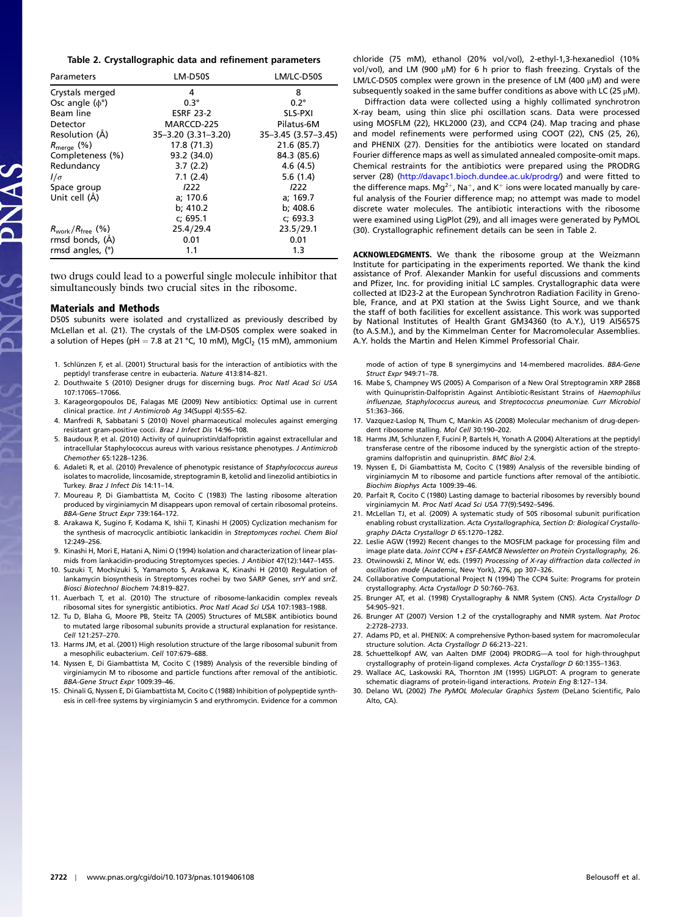**Table 2. Crystallographic data and refinement parameters**

| Parameters | LM-D50S | LM/LC-D50S |
|---|---|---|
| Crystals merged | 4 | 8 |
| Osc angle (ϕ°) | 0.3° | 0.2° |
| Beam line | ESRF 23-2 | SLS-PXI |
| Detector | MARCCD-225 | Pilatus-6M |
| Resolution (Å) | 35–3.20 (3.31–3.20) | 35–3.45 (3.57–3.45) |
| $R_{merge}$ (%) | 17.8 (71.3) | 21.6 (85.7) |
| Completeness (%) | 93.2 (34.0) | 84.3 (85.6) |
| Redundancy | 3.7 (2.2) | 4.6 (4.5) |
| $I/\sigma$ | 7.1 (2.4) | 5.6 (1.4) |
| Space group | I222 | I222 |
| Unit cell (Å) | a; 170.6 | a; 169.7 |
| | b; 410.2 | b; 408.6 |
| | c; 695.1 | c; 693.3 |
| $R_{work}/R_{free}$ (%) | 25.4/29.4 | 23.5/29.1 |
| rmsd bonds, (Å) | 0.01 | 0.01 |
| rmsd angles, (°) | 1.1 | 1.3 |

two drugs could lead to a powerful single molecule inhibitor that simultaneously binds two crucial sites in the ribosome.

## Materials and Methods

D50S subunits were isolated and crystallized as previously described by McLellan et al. (21). The crystals of the LM-D50S complex were soaked in a solution of Hepes (pH = 7.8 at 21 °C, 10 mM), $MgCl_2$ (15 mM), ammonium chloride (75 mM), ethanol (20% vol/vol), 2-ethyl-1,3-hexanediol (10% vol/vol), and LM (900 μM) for 6 h prior to flash freezing. Crystals of the LM/LC-D50S complex were grown in the presence of LM (400 μM) and were subsequently soaked in the same buffer conditions as above with LC (25 μM).

Diffraction data were collected using a highly collimated synchrotron X-ray beam, using thin slice phi oscillation scans. Data were processed using MOSFLM (22), HKL2000 (23), and CCP4 (24). Map tracing and phase and model refinements were performed using COOT (22), CNS (25, 26), and PHENIX (27). Densities for the antibiotics were located on standard Fourier difference maps as well as simulated annealed composite-omit maps. Chemical restraints for the antibiotics were prepared using the PRODRG server (28) (http://davapc1.bioch.dundee.ac.uk/prodrg/) and were fitted to the difference maps. $Mg^{2+}$, $Na^{+}$, and $K^{+}$ ions were located manually by careful analysis of the Fourier difference map; no attempt was made to model discrete water molecules. The antibiotic interactions with the ribosome were examined using LigPlot (29), and all images were generated by PyMOL (30). Crystallographic refinement details can be seen in Table 2.

**ACKNOWLEDGMENTS.** We thank the ribosome group at the Weizmann Institute for participating in the experiments reported. We thank the kind assistance of Prof. Alexander Mankin for useful discussions and comments and Pfizer, Inc. for providing initial LC samples. Crystallographic data were collected at ID23-2 at the European Synchrotron Radiation Facility in Grenoble, France, and at PXI station at the Swiss Light Source, and we thank the staff of both facilities for excellent assistance. This work was supported by National Institutes of Health Grant GM34360 (to A.Y.), U19 AI56575 (to A.S.M.), and by the Kimmelman Center for Macromolecular Assemblies. A.Y. holds the Martin and Helen Kimmel Professorial Chair.

1. Schlünzen F, et al. (2001) Structural basis for the interaction of antibiotics with the peptidyl transferase centre in eubacteria. *Nature* 413:814–821.
2. Douthwaite S (2010) Designer drugs for discerning bugs. *Proc Natl Acad Sci USA* 107:17065–17066.
3. Karageorgopoulos DE, Falagas ME (2009) New antibiotics: Optimal use in current clinical practice. *Int J Antimicrob Ag* 34(Suppl 4):S55–62.
4. Manfredi R, Sabbatani S (2010) Novel pharmaceutical molecules against emerging resistant gram-positive cocci. *Braz J Infect Dis* 14:96–108.
5. Baudoux P, et al. (2010) Activity of quinupristin/dalfopristin against extracellular and intracellular Staphylococcus aureus with various resistance phenotypes. *J Antimicrob Chemother* 65:1228–1236.
6. Adaleti R, et al. (2010) Prevalence of phenotypic resistance of *Staphylococcus aureus* isolates to macrolide, lincosamide, streptogramin B, ketolid and linezolid antibiotics in Turkey. *Braz J Infect Dis* 14:11–14.
7. Moureau P, Di Giambattista M, Cocito C (1983) The lasting ribosome alteration produced by virginiamycin M disappears upon removal of certain ribosomal proteins. *BBA-Gene Struct Expr* 739:164–172.
8. Arakawa K, Sugino F, Kodama K, Ishii T, Kinashi H (2005) Cyclization mechanism for the synthesis of macrocyclic antibiotic lankacidin in *Streptomyces rochei. Chem Biol* 12:249–256.
9. Kinashi H, Mori E, Hatani A, Nimi O (1994) Isolation and characterization of linear plasmids from lankacidin-producing Streptomyces species. *J Antibiot* 47(12):1447–1455.
10. Suzuki T, Mochizuki S, Yamamoto S, Arakawa K, Kinashi H (2010) Regulation of lankamycin biosynthesis in Streptomyces rochei by two SARP Genes, srrY and srrZ. *Biosci Biotechnol Biochem* 74:819–827.
11. Auerbach T, et al. (2010) The structure of ribosome-lankacidin complex reveals ribosomal sites for synergistic antibiotics. *Proc Natl Acad Sci USA* 107:1983–1988.
12. Tu D, Blaha G, Moore PB, Steitz TA (2005) Structures of MLSBK antibiotics bound to mutated large ribosomal subunits provide a structural explanation for resistance. *Cell* 121:257–270.
13. Harms JM, et al. (2001) High resolution structure of the large ribosomal subunit from a mesophilic eubacterium. *Cell* 107:679–688.
14. Nyssen E, Di Giambattista M, Cocito C (1989) Analysis of the reversible binding of virginiamycin M to ribosome and particle functions after removal of the antibiotic. *BBA-Gene Struct Expr* 1009:39–46.
15. Chinali G, Nyssen E, Di Giambattista M, Cocito C (1988) Inhibition of polypeptide synthesis in cell-free systems by virginiamycin S and erythromycin. Evidence for a common mode of action of type B synergimycins and 14-membered macrolides. *BBA-Gene Struct Expr* 949:71–78.
16. Mabe S, Champney WS (2005) A Comparison of a New Oral Streptogramin XRP 2868 with Quinupristin-Dalfopristin Against Antibiotic-Resistant Strains of *Haemophilus influenzae*, *Staphylococcus aureus*, and *Streptococcus pneumoniae*. *Curr Microbiol* 51:363–366.
17. Vazquez-Laslop N, Thum C, Mankin AS (2008) Molecular mechanism of drug-dependent ribosome stalling. *Mol Cell* 30:190–202.
18. Harms JM, Schlunzen F, Fucini P, Bartels H, Yonath A (2004) Alterations at the peptidyl transferase centre of the ribosome induced by the synergistic action of the streptogramins dalfopristin and quinupristin. *BMC Biol* 2:4.
19. Nyssen E, Di Giambattista M, Cocito C (1989) Analysis of the reversible binding of virginiamycin M to ribosome and particle functions after removal of the antibiotic. *Biochim Biophys Acta* 1009:39–46.
20. Parfait R, Cocito C (1980) Lasting damage to bacterial ribosomes by reversibly bound virginiamycin M. *Proc Natl Acad Sci USA* 77(9):5492–5496.
21. McLellan TJ, et al. (2009) A systematic study of 50S ribosomal subunit purification enabling robust crystallization. *Acta Crystallographica, Section D: Biological Crystallography DActa Crystallogr D* 65:1270–1282.
22. Leslie AGW (1992) Recent changes to the MOSFLM package for processing film and image plate data. *Joint CCP4 + ESF-EAMCB Newsletter on Protein Crystallography,* 26.
23. Otwinowski Z, Minor W, eds. (1997) *Processing of X-ray diffraction data collected in oscillation mode* (Academic, New York), 276, pp 307–326.
24. Collaborative Computational Project N (1994) The CCP4 Suite: Programs for protein crystallography. *Acta Crystallogr D* 50:760–763.
25. Brunger AT, et al. (1998) Crystallography & NMR System (CNS). *Acta Crystallogr D* 54:905–921.
26. Brunger AT (2007) Version 1.2 of the crystallography and NMR system. *Nat Protoc* 2:2728–2733.
27. Adams PD, et al. PHENIX: A comprehensive Python-based system for macromolecular structure solution. *Acta Crystallogr D* 66:213–221.
28. Schuettelkopf AW, van Aalten DMF (2004) PRODRG—A tool for high-throughput crystallography of protein-ligand complexes. *Acta Crystallogr D* 60:1355–1363.
29. Wallace AC, Laskowski RA, Thornton JM (1995) LIGPLOT: A program to generate schematic diagrams of protein-ligand interactions. *Protein Eng* 8:127–134.
30. Delano WL (2002) *The PyMOL Molecular Graphics System* (DeLano Scientific, Palo Alto, CA).